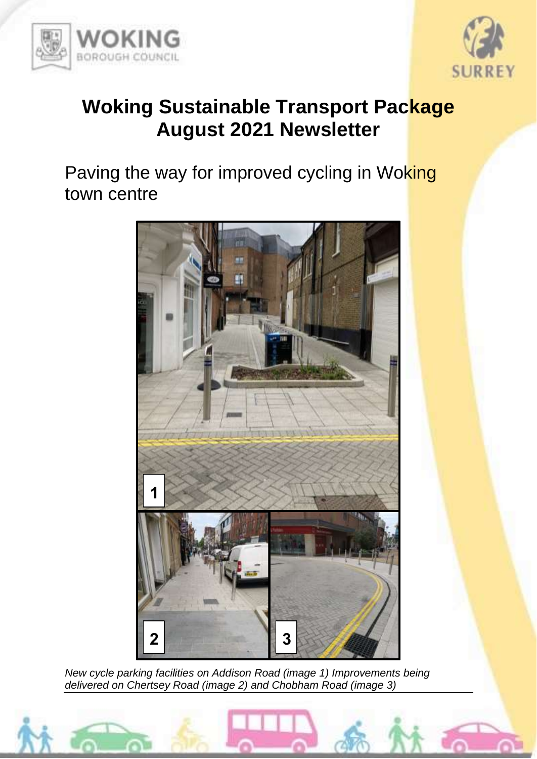# Woking Sustainable Transport Package August 2021 Newsletter

Paving the way for improved cycling in Woking town centre

*New cycle parking facilities on Addison Road (image 1) Improvements being delivered on Chertsey Road (image 2) and Chobham Road (image 3)*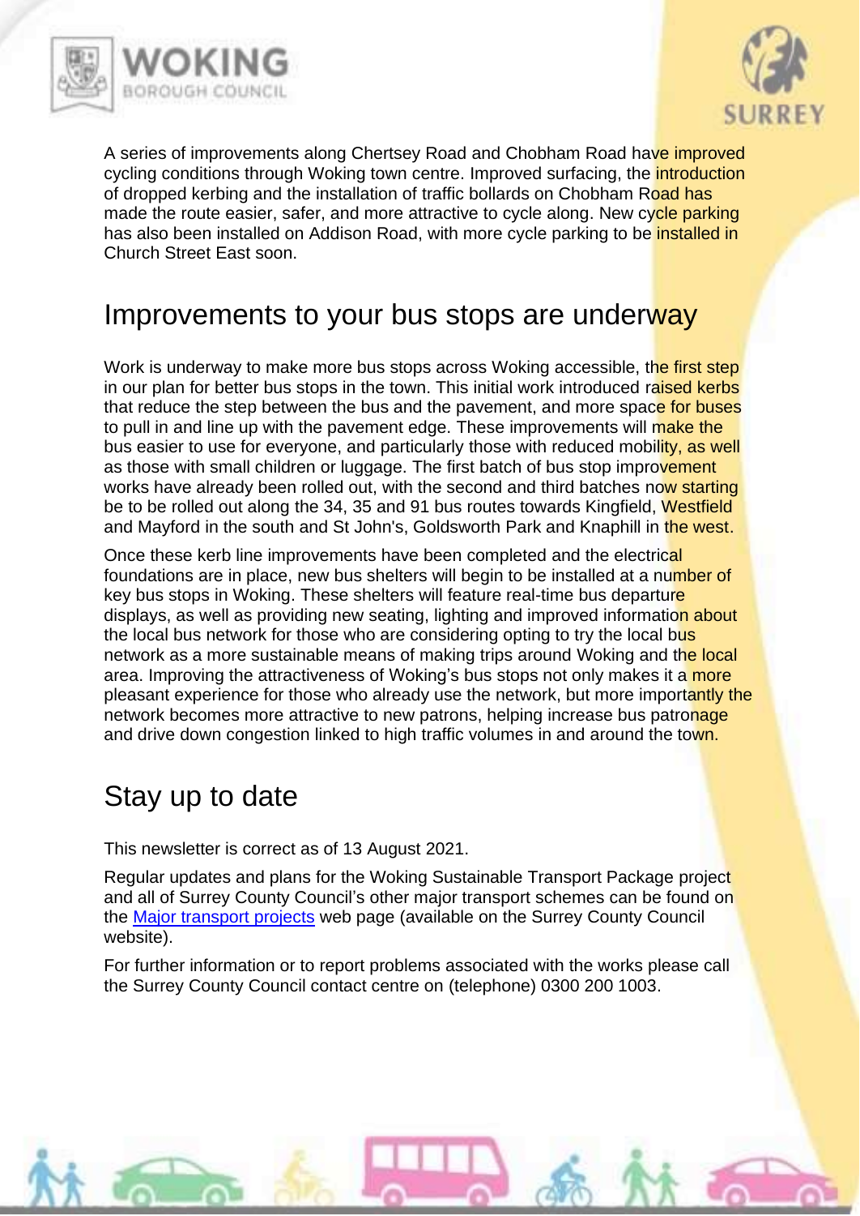A series of improvements along Chertsey Road and Chobham Road have improved cycling conditions through Woking town centre. Improved surfacing, the introduction of dropped kerbing and the installation of traffic bollards on Chobham Road has made the route easier, safer, and more attractive to cycle along. New cycle parking has also been installed on Addison Road, with more cycle parking to be installed in Church Street East soon.

## Improvements to your bus stops are underway

Work is underway to make more bus stops across Woking accessible, the first step in our plan for better bus stops in the town. This initial work introduced raised kerbs that reduce the step between the bus and the pavement, and more space for buses to pull in and line up with the pavement edge. These improvements will make the bus easier to use for everyone, and particularly those with reduced mobility, as well as those with small children or luggage. The first batch of bus stop improvement works have already been rolled out, with the second and third batches now starting be to be rolled out along the 34, 35 and 91 bus routes towards Kingfield, Westfield and Mayford in the south and St John's, Goldsworth Park and Knaphill in the west.

Once these kerb line improvements have been completed and the electrical foundations are in place, new bus shelters will begin to be installed at a number of key bus stops in Woking. These shelters will feature real-time bus departure displays, as well as providing new seating, lighting and improved information about the local bus network for those who are considering opting to try the local bus network as a more sustainable means of making trips around Woking and the local area. Improving the attractiveness of Woking's bus stops not only makes it a more pleasant experience for those who already use the network, but more importantly the network becomes more attractive to new patrons, helping increase bus patronage and drive down congestion linked to high traffic volumes in and around the town.

## Stay up to date

This newsletter is correct as of 13 August 2021.

Regular updates and plans for the Woking Sustainable Transport Package project and all of Surrey County Council's other major transport schemes can be found on the [Major transport projects] web page (available on the Surrey County Council website).

For further information or to report problems associated with the works please call the Surrey County Council contact centre on (telephone) 0300 200 1003.